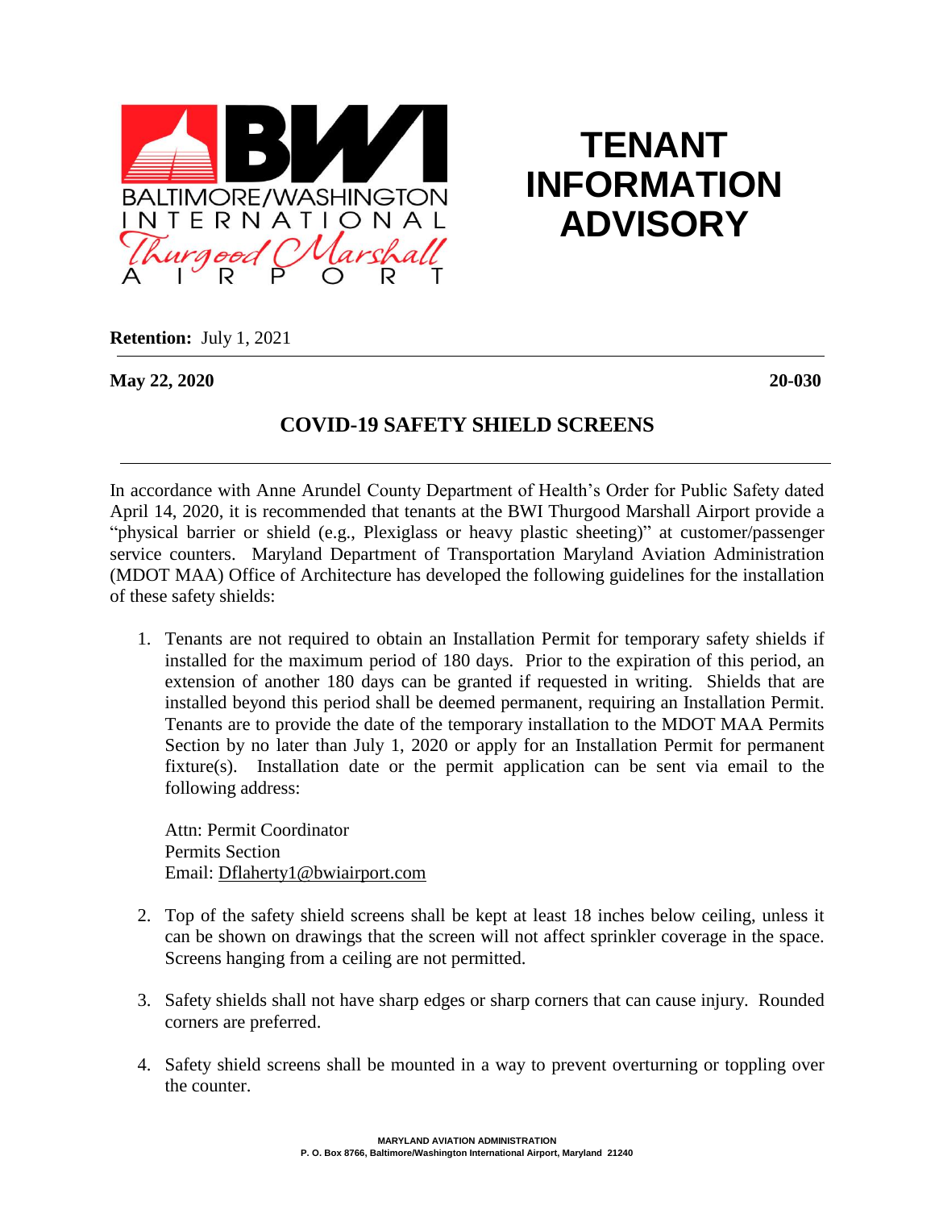BALTIMORE/WASHINGTON INTERNATIONAL Thurgood Marshall AIRPORT

# TENANT INFORMATION ADVISORY

**Retention:** July 1, 2021

**May 22, 2020** **20-030**

## COVID-19 SAFETY SHIELD SCREENS

In accordance with Anne Arundel County Department of Health's Order for Public Safety dated April 14, 2020, it is recommended that tenants at the BWI Thurgood Marshall Airport provide a "physical barrier or shield (e.g., Plexiglass or heavy plastic sheeting)" at customer/passenger service counters. Maryland Department of Transportation Maryland Aviation Administration (MDOT MAA) Office of Architecture has developed the following guidelines for the installation of these safety shields:

1. Tenants are not required to obtain an Installation Permit for temporary safety shields if installed for the maximum period of 180 days. Prior to the expiration of this period, an extension of another 180 days can be granted if requested in writing. Shields that are installed beyond this period shall be deemed permanent, requiring an Installation Permit. Tenants are to provide the date of the temporary installation to the MDOT MAA Permits Section by no later than July 1, 2020 or apply for an Installation Permit for permanent fixture(s). Installation date or the permit application can be sent via email to the following address:

   Attn: Permit Coordinator
   Permits Section
   Email: Dflaherty1@bwiairport.com

2. Top of the safety shield screens shall be kept at least 18 inches below ceiling, unless it can be shown on drawings that the screen will not affect sprinkler coverage in the space. Screens hanging from a ceiling are not permitted.

3. Safety shields shall not have sharp edges or sharp corners that can cause injury. Rounded corners are preferred.

4. Safety shield screens shall be mounted in a way to prevent overturning or toppling over the counter.

MARYLAND AVIATION ADMINISTRATION
P. O. Box 8766, Baltimore/Washington International Airport, Maryland 21240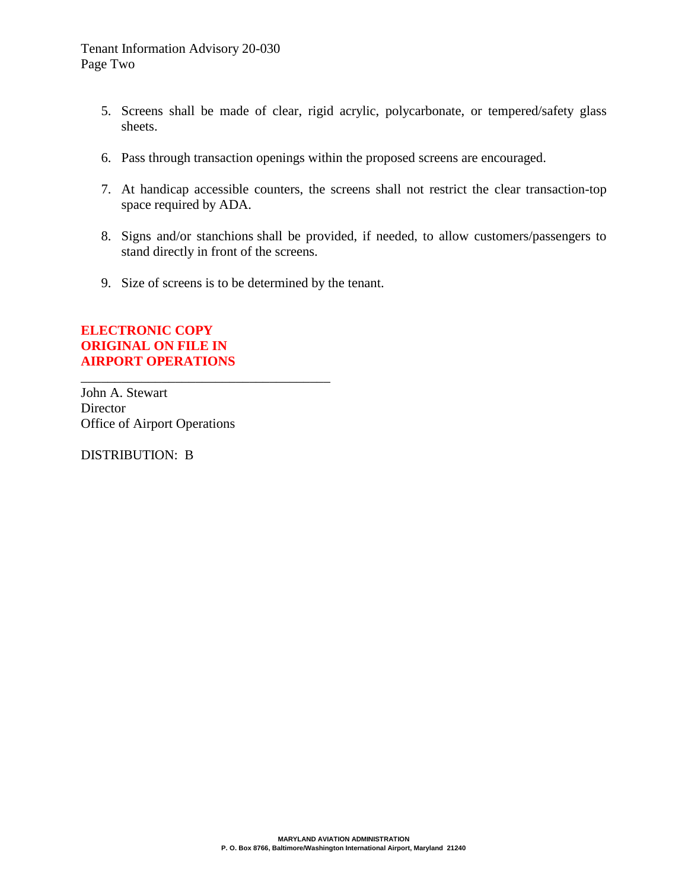5. Screens shall be made of clear, rigid acrylic, polycarbonate, or tempered/safety glass sheets.

6. Pass through transaction openings within the proposed screens are encouraged.

7. At handicap accessible counters, the screens shall not restrict the clear transaction-top space required by ADA.

8. Signs and/or stanchions shall be provided, if needed, to allow customers/passengers to stand directly in front of the screens.

9. Size of screens is to be determined by the tenant.

**ELECTRONIC COPY**
**ORIGINAL ON FILE IN**
**AIRPORT OPERATIONS**

\_\_\_\_\_\_\_\_\_\_\_\_\_\_\_\_\_\_\_\_\_\_\_\_\_\_\_\_\_\_\_\_\_\_\_\_\_\_

John A. Stewart
Director
Office of Airport Operations

DISTRIBUTION: B

MARYLAND AVIATION ADMINISTRATION
P. O. Box 8766, Baltimore/Washington International Airport, Maryland 21240